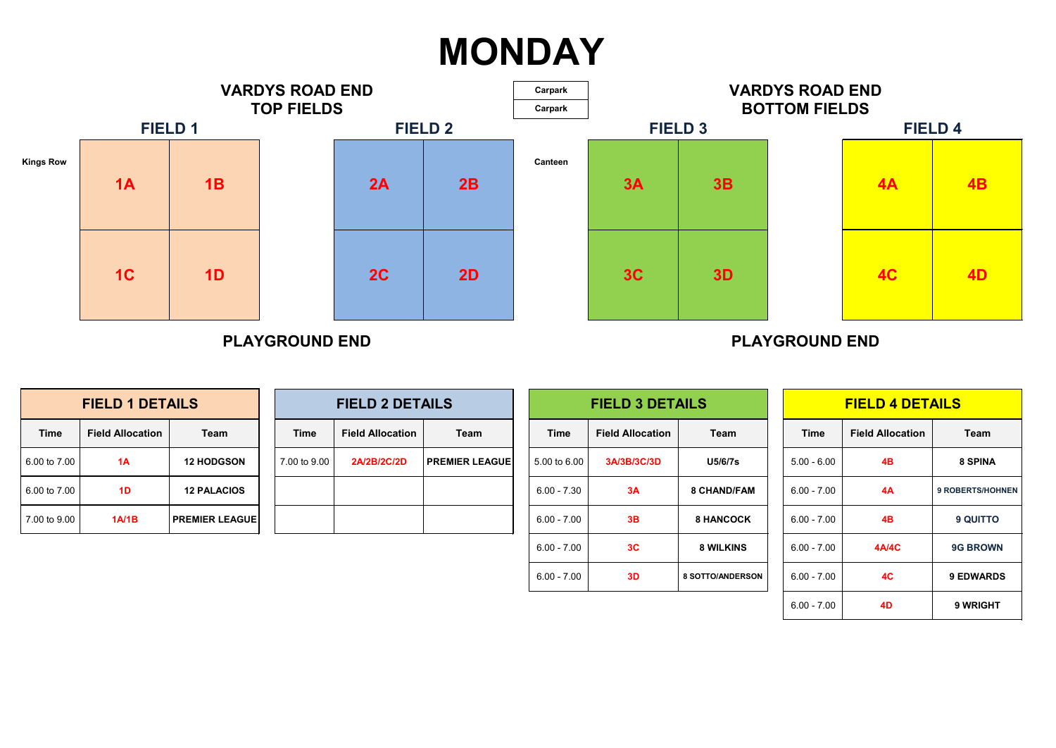# MONDAY

## VARDYS ROAD END TOP FIELDS

Carpark
Carpark

### FIELD 1

Kings Row

| 1A | 1B |
| --- | --- |
| 1C | 1D |

### FIELD 2

| 2A | 2B |
| --- | --- |
| 2C | 2D |

PLAYGROUND END

## VARDYS ROAD END BOTTOM FIELDS

### FIELD 3

Canteen

| 3A | 3B |
| --- | --- |
| 3C | 3D |

### FIELD 4

| 4A | 4B |
| --- | --- |
| 4C | 4D |

PLAYGROUND END

## FIELD 1 DETAILS

| Time | Field Allocation | Team |
| --- | --- | --- |
| 6.00 to 7.00 | 1A | 12 HODGSON |
| 6.00 to 7.00 | 1D | 12 PALACIOS |
| 7.00 to 9.00 | 1A/1B | PREMIER LEAGUE |

## FIELD 2 DETAILS

| Time | Field Allocation | Team |
| --- | --- | --- |
| 7.00 to 9.00 | 2A/2B/2C/2D | PREMIER LEAGUE |
| | | |
| | | |

## FIELD 3 DETAILS

| Time | Field Allocation | Team |
| --- | --- | --- |
| 5.00 to 6.00 | 3A/3B/3C/3D | U5/6/7s |
| 6.00 - 7.30 | 3A | 8 CHAND/FAM |
| 6.00 - 7.00 | 3B | 8 HANCOCK |
| 6.00 - 7.00 | 3C | 8 WILKINS |
| 6.00 - 7.00 | 3D | 8 SOTTO/ANDERSON |

## FIELD 4 DETAILS

| Time | Field Allocation | Team |
| --- | --- | --- |
| 5.00 - 6.00 | 4B | 8 SPINA |
| 6.00 - 7.00 | 4A | 9 ROBERTS/HOHNEN |
| 6.00 - 7.00 | 4B | 9 QUITTO |
| 6.00 - 7.00 | 4A/4C | 9G BROWN |
| 6.00 - 7.00 | 4C | 9 EDWARDS |
| 6.00 - 7.00 | 4D | 9 WRIGHT |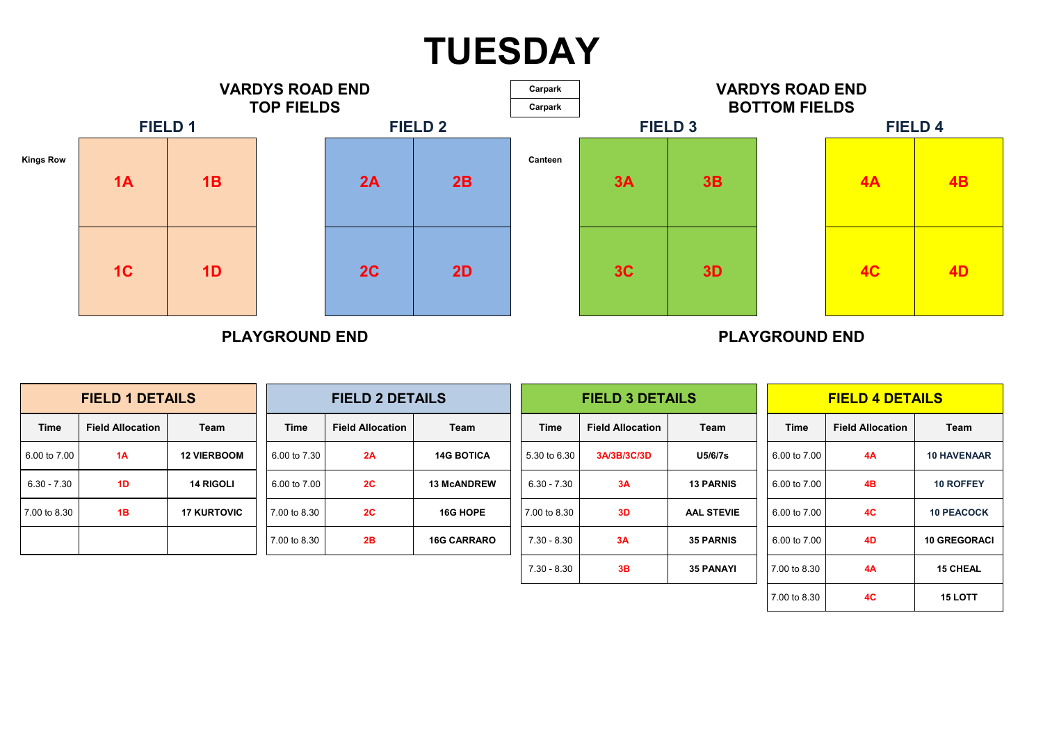# TUESDAY

**VARDYS ROAD END — TOP FIELDS**

Carpark
Carpark

**VARDYS ROAD END — BOTTOM FIELDS**

Kings Row

Canteen

| FIELD 1 | | FIELD 2 | | FIELD 3 | | FIELD 4 | |
|---|---|---|---|---|---|---|---|
| 1A | 1B | 2A | 2B | 3A | 3B | 4A | 4B |
| 1C | 1D | 2C | 2D | 3C | 3D | 4C | 4D |

**PLAYGROUND END** — **PLAYGROUND END**

## FIELD 1 DETAILS

| Time | Field Allocation | Team |
|---|---|---|
| 6.00 to 7.00 | 1A | 12 VIERBOOM |
| 6.30 - 7.30 | 1D | 14 RIGOLI |
| 7.00 to 8.30 | 1B | 17 KURTOVIC |
| | | |

## FIELD 2 DETAILS

| Time | Field Allocation | Team |
|---|---|---|
| 6.00 to 7.30 | 2A | 14G BOTICA |
| 6.00 to 7.00 | 2C | 13 McANDREW |
| 7.00 to 8.30 | 2C | 16G HOPE |
| 7.00 to 8.30 | 2B | 16G CARRARO |

## FIELD 3 DETAILS

| Time | Field Allocation | Team |
|---|---|---|
| 5.30 to 6.30 | 3A/3B/3C/3D | U5/6/7s |
| 6.30 - 7.30 | 3A | 13 PARNIS |
| 7.00 to 8.30 | 3D | AAL STEVIE |
| 7.30 - 8.30 | 3A | 35 PARNIS |
| 7.30 - 8.30 | 3B | 35 PANAYI |

## FIELD 4 DETAILS

| Time | Field Allocation | Team |
|---|---|---|
| 6.00 to 7.00 | 4A | 10 HAVENAAR |
| 6.00 to 7.00 | 4B | 10 ROFFEY |
| 6.00 to 7.00 | 4C | 10 PEACOCK |
| 6.00 to 7.00 | 4D | 10 GREGORACI |
| 7.00 to 8.30 | 4A | 15 CHEAL |
| 7.00 to 8.30 | 4C | 15 LOTT |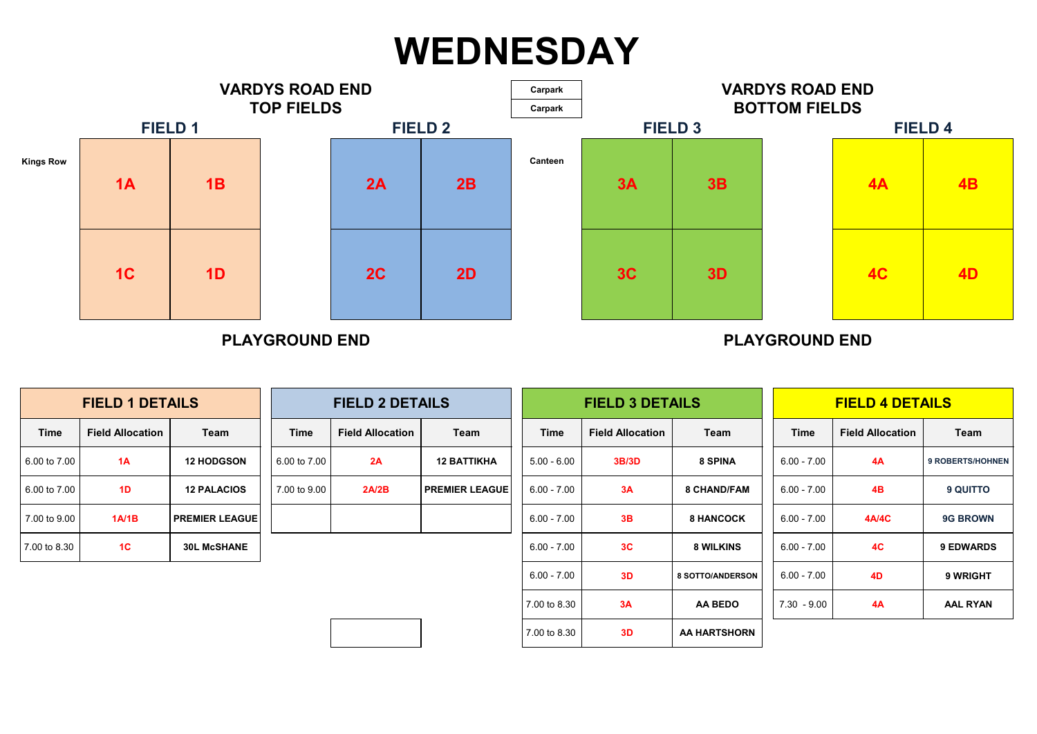# WEDNESDAY

## VARDYS ROAD END — TOP FIELDS

Carpark

Carpark

## VARDYS ROAD END — BOTTOM FIELDS

### FIELD 1

Kings Row

| 1A | 1B |
|---|---|
| 1C | 1D |

### FIELD 2

| 2A | 2B |
|---|---|
| 2C | 2D |

### FIELD 3

Canteen

| 3A | 3B |
|---|---|
| 3C | 3D |

### FIELD 4

| 4A | 4B |
|---|---|
| 4C | 4D |

PLAYGROUND END

PLAYGROUND END

## FIELD 1 DETAILS

| Time | Field Allocation | Team |
|---|---|---|
| 6.00 to 7.00 | 1A | 12 HODGSON |
| 6.00 to 7.00 | 1D | 12 PALACIOS |
| 7.00 to 9.00 | 1A/1B | PREMIER LEAGUE |
| 7.00 to 8.30 | 1C | 30L McSHANE |

## FIELD 2 DETAILS

| Time | Field Allocation | Team |
|---|---|---|
| 6.00 to 7.00 | 2A | 12 BATTIKHA |
| 7.00 to 9.00 | 2A/2B | PREMIER LEAGUE |
| | | |

## FIELD 3 DETAILS

| Time | Field Allocation | Team |
|---|---|---|
| 5.00 - 6.00 | 3B/3D | 8 SPINA |
| 6.00 - 7.00 | 3A | 8 CHAND/FAM |
| 6.00 - 7.00 | 3B | 8 HANCOCK |
| 6.00 - 7.00 | 3C | 8 WILKINS |
| 6.00 - 7.00 | 3D | 8 SOTTO/ANDERSON |
| 7.00 to 8.30 | 3A | AA BEDO |
| 7.00 to 8.30 | 3D | AA HARTSHORN |

## FIELD 4 DETAILS

| Time | Field Allocation | Team |
|---|---|---|
| 6.00 - 7.00 | 4A | 9 ROBERTS/HOHNEN |
| 6.00 - 7.00 | 4B | 9 QUITTO |
| 6.00 - 7.00 | 4A/4C | 9G BROWN |
| 6.00 - 7.00 | 4C | 9 EDWARDS |
| 6.00 - 7.00 | 4D | 9 WRIGHT |
| 7.30 - 9.00 | 4A | AAL RYAN |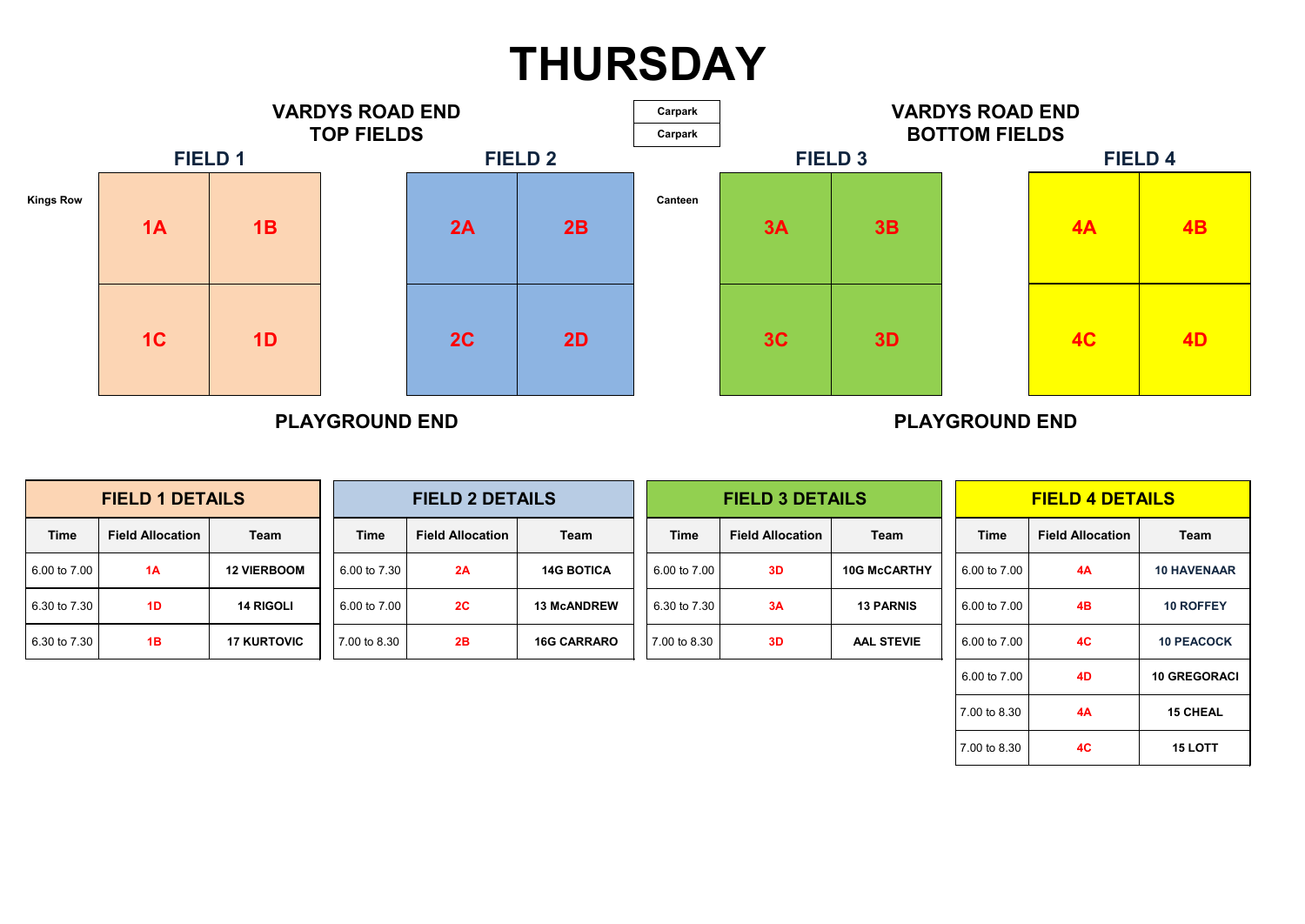# THURSDAY

## VARDYS ROAD END
## TOP FIELDS

Carpark

Carpark

## VARDYS ROAD END
## BOTTOM FIELDS

Kings Row

Canteen

### FIELD 1

| | |
|---|---|
| 1A | 1B |
| 1C | 1D |

### FIELD 2

| | |
|---|---|
| 2A | 2B |
| 2C | 2D |

### FIELD 3

| | |
|---|---|
| 3A | 3B |
| 3C | 3D |

### FIELD 4

| | |
|---|---|
| 4A | 4B |
| 4C | 4D |

## PLAYGROUND END

## PLAYGROUND END

### FIELD 1 DETAILS

| Time | Field Allocation | Team |
|---|---|---|
| 6.00 to 7.00 | 1A | 12 VIERBOOM |
| 6.30 to 7.30 | 1D | 14 RIGOLI |
| 6.30 to 7.30 | 1B | 17 KURTOVIC |

### FIELD 2 DETAILS

| Time | Field Allocation | Team |
|---|---|---|
| 6.00 to 7.30 | 2A | 14G BOTICA |
| 6.00 to 7.00 | 2C | 13 McANDREW |
| 7.00 to 8.30 | 2B | 16G CARRARO |

### FIELD 3 DETAILS

| Time | Field Allocation | Team |
|---|---|---|
| 6.00 to 7.00 | 3D | 10G McCARTHY |
| 6.30 to 7.30 | 3A | 13 PARNIS |
| 7.00 to 8.30 | 3D | AAL STEVIE |

### FIELD 4 DETAILS

| Time | Field Allocation | Team |
|---|---|---|
| 6.00 to 7.00 | 4A | 10 HAVENAAR |
| 6.00 to 7.00 | 4B | 10 ROFFEY |
| 6.00 to 7.00 | 4C | 10 PEACOCK |
| 6.00 to 7.00 | 4D | 10 GREGORACI |
| 7.00 to 8.30 | 4A | 15 CHEAL |
| 7.00 to 8.30 | 4C | 15 LOTT |